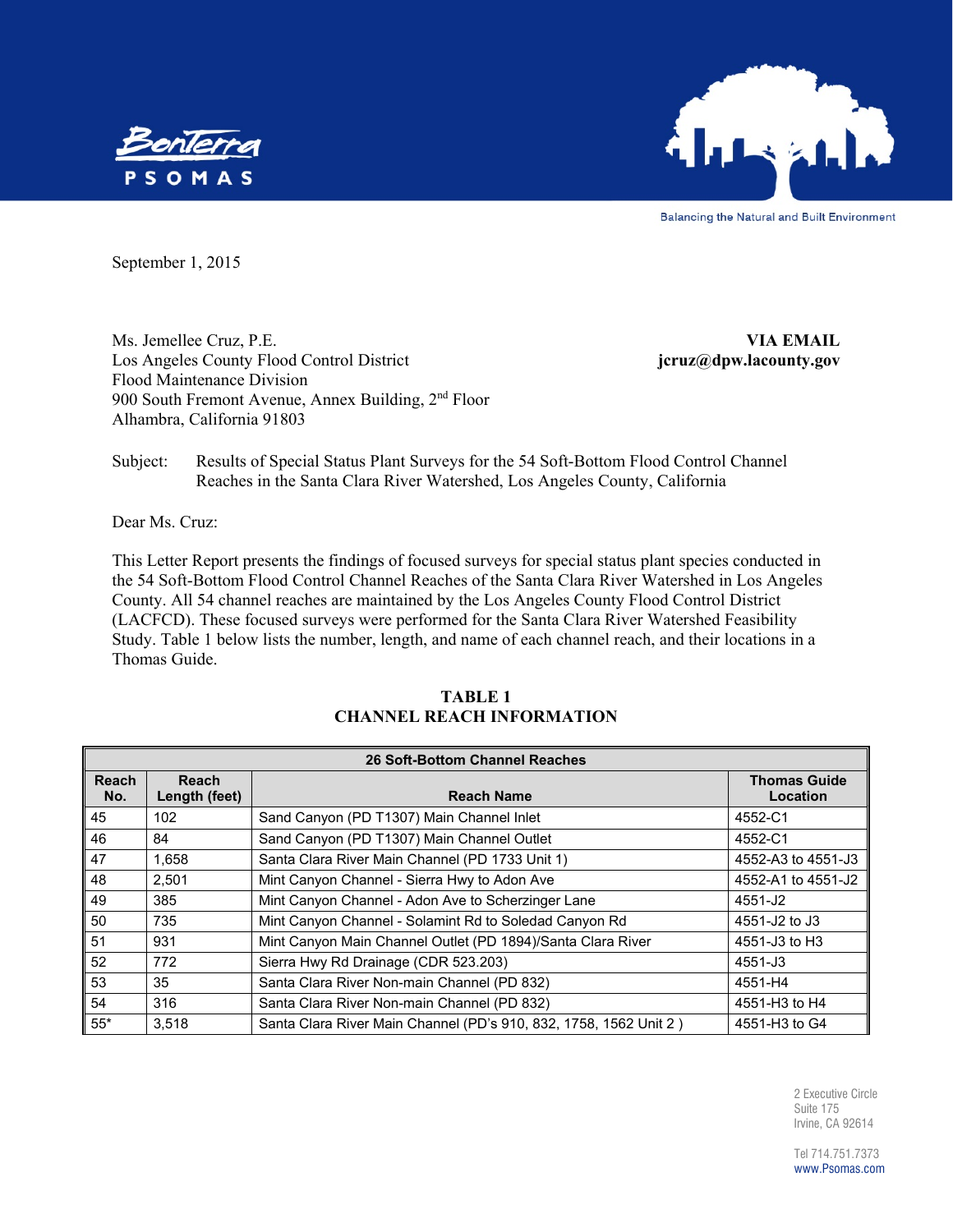BonTerra PSOMAS

Balancing the Natural and Built Environment

September 1, 2015

Ms. Jemellee Cruz, P.E.
Los Angeles County Flood Control District
Flood Maintenance Division
900 South Fremont Avenue, Annex Building, 2nd Floor
Alhambra, California 91803

**VIA EMAIL**
**jcruz@dpw.lacounty.gov**

Subject: Results of Special Status Plant Surveys for the 54 Soft-Bottom Flood Control Channel Reaches in the Santa Clara River Watershed, Los Angeles County, California

Dear Ms. Cruz:

This Letter Report presents the findings of focused surveys for special status plant species conducted in the 54 Soft-Bottom Flood Control Channel Reaches of the Santa Clara River Watershed in Los Angeles County. All 54 channel reaches are maintained by the Los Angeles County Flood Control District (LACFCD). These focused surveys were performed for the Santa Clara River Watershed Feasibility Study. Table 1 below lists the number, length, and name of each channel reach, and their locations in a Thomas Guide.

**TABLE 1**
**CHANNEL REACH INFORMATION**

| 26 Soft-Bottom Channel Reaches | | | |
|---|---|---|---|
| **Reach No.** | **Reach Length (feet)** | **Reach Name** | **Thomas Guide Location** |
| 45 | 102 | Sand Canyon (PD T1307) Main Channel Inlet | 4552-C1 |
| 46 | 84 | Sand Canyon (PD T1307) Main Channel Outlet | 4552-C1 |
| 47 | 1,658 | Santa Clara River Main Channel (PD 1733 Unit 1) | 4552-A3 to 4551-J3 |
| 48 | 2,501 | Mint Canyon Channel - Sierra Hwy to Adon Ave | 4552-A1 to 4551-J2 |
| 49 | 385 | Mint Canyon Channel - Adon Ave to Scherzinger Lane | 4551-J2 |
| 50 | 735 | Mint Canyon Channel - Solamint Rd to Soledad Canyon Rd | 4551-J2 to J3 |
| 51 | 931 | Mint Canyon Main Channel Outlet (PD 1894)/Santa Clara River | 4551-J3 to H3 |
| 52 | 772 | Sierra Hwy Rd Drainage (CDR 523.203) | 4551-J3 |
| 53 | 35 | Santa Clara River Non-main Channel (PD 832) | 4551-H4 |
| 54 | 316 | Santa Clara River Non-main Channel (PD 832) | 4551-H3 to H4 |
| 55* | 3,518 | Santa Clara River Main Channel (PD's 910, 832, 1758, 1562 Unit 2 ) | 4551-H3 to G4 |

2 Executive Circle
Suite 175
Irvine, CA 92614

Tel 714.751.7373
www.Psomas.com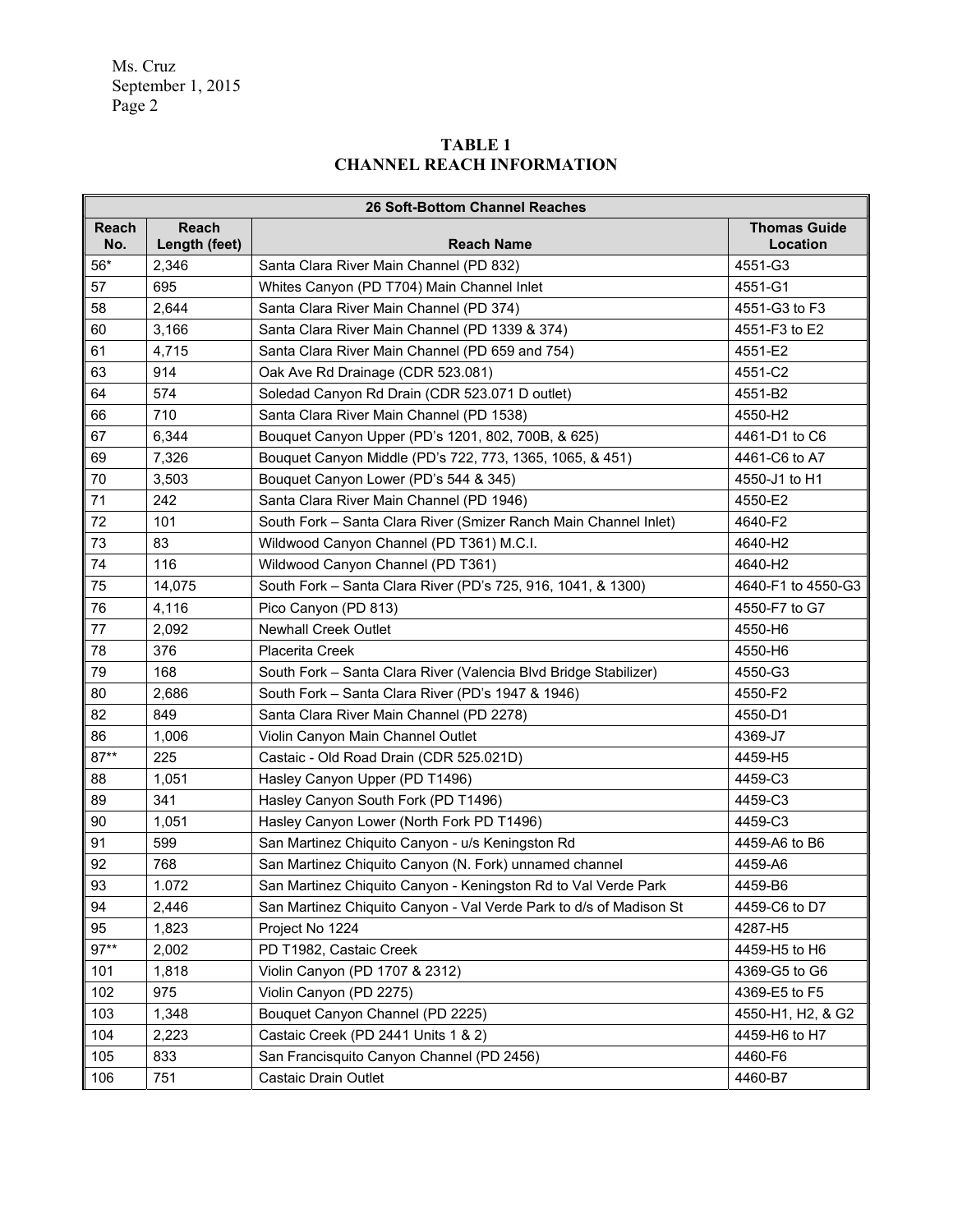Ms. Cruz
September 1, 2015
Page 2

**TABLE 1**
**CHANNEL REACH INFORMATION**

| **26 Soft-Bottom Channel Reaches** | | | |
|---|---|---|---|
| **Reach No.** | **Reach Length (feet)** | **Reach Name** | **Thomas Guide Location** |
| 56* | 2,346 | Santa Clara River Main Channel (PD 832) | 4551-G3 |
| 57 | 695 | Whites Canyon (PD T704) Main Channel Inlet | 4551-G1 |
| 58 | 2,644 | Santa Clara River Main Channel (PD 374) | 4551-G3 to F3 |
| 60 | 3,166 | Santa Clara River Main Channel (PD 1339 & 374) | 4551-F3 to E2 |
| 61 | 4,715 | Santa Clara River Main Channel (PD 659 and 754) | 4551-E2 |
| 63 | 914 | Oak Ave Rd Drainage (CDR 523.081) | 4551-C2 |
| 64 | 574 | Soledad Canyon Rd Drain (CDR 523.071 D outlet) | 4551-B2 |
| 66 | 710 | Santa Clara River Main Channel (PD 1538) | 4550-H2 |
| 67 | 6,344 | Bouquet Canyon Upper (PD's 1201, 802, 700B, & 625) | 4461-D1 to C6 |
| 69 | 7,326 | Bouquet Canyon Middle (PD's 722, 773, 1365, 1065, & 451) | 4461-C6 to A7 |
| 70 | 3,503 | Bouquet Canyon Lower (PD's 544 & 345) | 4550-J1 to H1 |
| 71 | 242 | Santa Clara River Main Channel (PD 1946) | 4550-E2 |
| 72 | 101 | South Fork – Santa Clara River (Smizer Ranch Main Channel Inlet) | 4640-F2 |
| 73 | 83 | Wildwood Canyon Channel (PD T361) M.C.I. | 4640-H2 |
| 74 | 116 | Wildwood Canyon Channel (PD T361) | 4640-H2 |
| 75 | 14,075 | South Fork – Santa Clara River (PD's 725, 916, 1041, & 1300) | 4640-F1 to 4550-G3 |
| 76 | 4,116 | Pico Canyon (PD 813) | 4550-F7 to G7 |
| 77 | 2,092 | Newhall Creek Outlet | 4550-H6 |
| 78 | 376 | Placerita Creek | 4550-H6 |
| 79 | 168 | South Fork – Santa Clara River (Valencia Blvd Bridge Stabilizer) | 4550-G3 |
| 80 | 2,686 | South Fork – Santa Clara River (PD's 1947 & 1946) | 4550-F2 |
| 82 | 849 | Santa Clara River Main Channel (PD 2278) | 4550-D1 |
| 86 | 1,006 | Violin Canyon Main Channel Outlet | 4369-J7 |
| 87** | 225 | Castaic - Old Road Drain (CDR 525.021D) | 4459-H5 |
| 88 | 1,051 | Hasley Canyon Upper (PD T1496) | 4459-C3 |
| 89 | 341 | Hasley Canyon South Fork (PD T1496) | 4459-C3 |
| 90 | 1,051 | Hasley Canyon Lower (North Fork PD T1496) | 4459-C3 |
| 91 | 599 | San Martinez Chiquito Canyon - u/s Keningston Rd | 4459-A6 to B6 |
| 92 | 768 | San Martinez Chiquito Canyon (N. Fork) unnamed channel | 4459-A6 |
| 93 | 1.072 | San Martinez Chiquito Canyon - Keningston Rd to Val Verde Park | 4459-B6 |
| 94 | 2,446 | San Martinez Chiquito Canyon - Val Verde Park to d/s of Madison St | 4459-C6 to D7 |
| 95 | 1,823 | Project No 1224 | 4287-H5 |
| 97** | 2,002 | PD T1982, Castaic Creek | 4459-H5 to H6 |
| 101 | 1,818 | Violin Canyon (PD 1707 & 2312) | 4369-G5 to G6 |
| 102 | 975 | Violin Canyon (PD 2275) | 4369-E5 to F5 |
| 103 | 1,348 | Bouquet Canyon Channel (PD 2225) | 4550-H1, H2, & G2 |
| 104 | 2,223 | Castaic Creek (PD 2441 Units 1 & 2) | 4459-H6 to H7 |
| 105 | 833 | San Francisquito Canyon Channel (PD 2456) | 4460-F6 |
| 106 | 751 | Castaic Drain Outlet | 4460-B7 |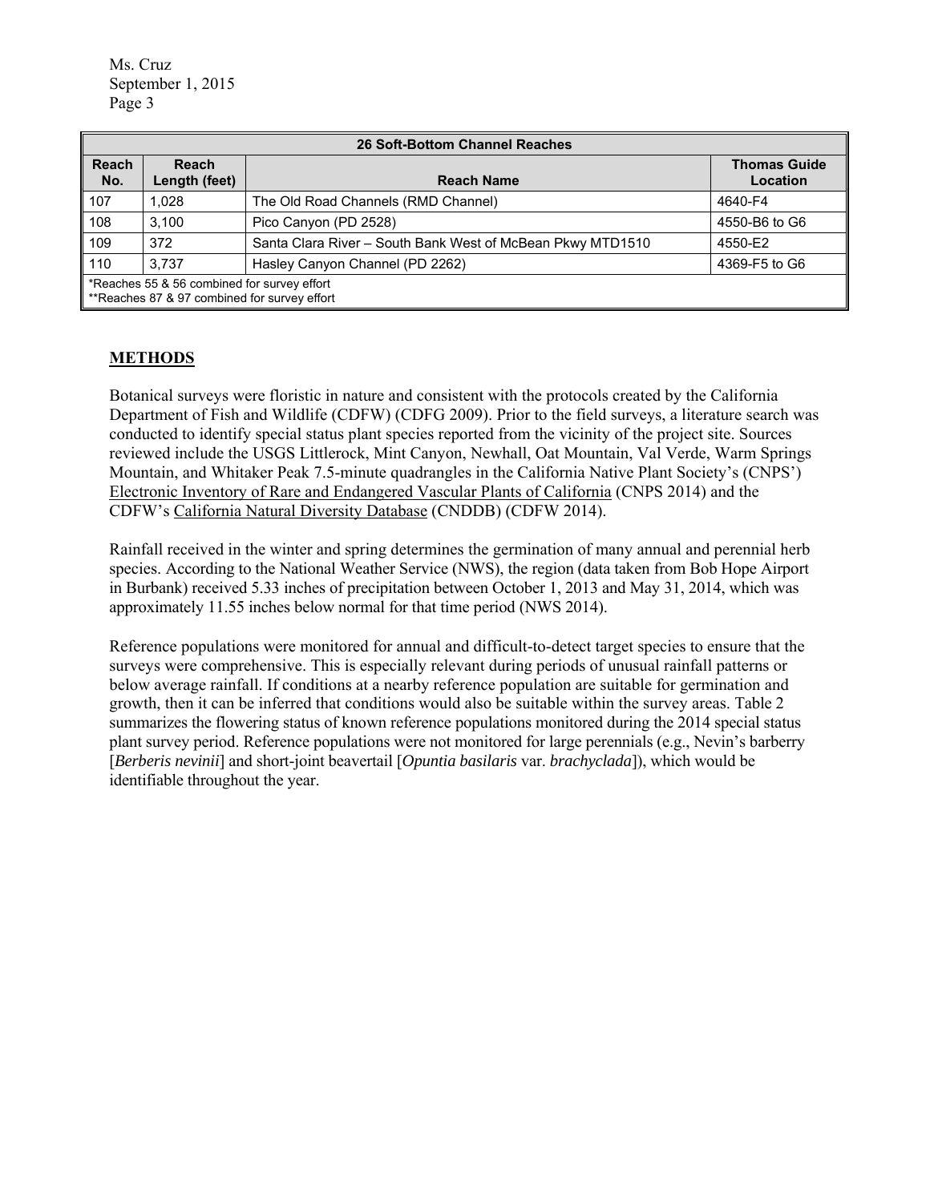| 26 Soft-Bottom Channel Reaches | | | |
|---|---|---|---|
| **Reach No.** | **Reach Length (feet)** | **Reach Name** | **Thomas Guide Location** |
| 107 | 1,028 | The Old Road Channels (RMD Channel) | 4640-F4 |
| 108 | 3,100 | Pico Canyon (PD 2528) | 4550-B6 to G6 |
| 109 | 372 | Santa Clara River – South Bank West of McBean Pkwy MTD1510 | 4550-E2 |
| 110 | 3,737 | Hasley Canyon Channel (PD 2262) | 4369-F5 to G6 |
| *Reaches 55 & 56 combined for survey effort<br>**Reaches 87 & 97 combined for survey effort | | | |

## METHODS

Botanical surveys were floristic in nature and consistent with the protocols created by the California Department of Fish and Wildlife (CDFW) (CDFG 2009). Prior to the field surveys, a literature search was conducted to identify special status plant species reported from the vicinity of the project site. Sources reviewed include the USGS Littlerock, Mint Canyon, Newhall, Oat Mountain, Val Verde, Warm Springs Mountain, and Whitaker Peak 7.5-minute quadrangles in the California Native Plant Society's (CNPS') Electronic Inventory of Rare and Endangered Vascular Plants of California (CNPS 2014) and the CDFW's California Natural Diversity Database (CNDDB) (CDFW 2014).

Rainfall received in the winter and spring determines the germination of many annual and perennial herb species. According to the National Weather Service (NWS), the region (data taken from Bob Hope Airport in Burbank) received 5.33 inches of precipitation between October 1, 2013 and May 31, 2014, which was approximately 11.55 inches below normal for that time period (NWS 2014).

Reference populations were monitored for annual and difficult-to-detect target species to ensure that the surveys were comprehensive. This is especially relevant during periods of unusual rainfall patterns or below average rainfall. If conditions at a nearby reference population are suitable for germination and growth, then it can be inferred that conditions would also be suitable within the survey areas. Table 2 summarizes the flowering status of known reference populations monitored during the 2014 special status plant survey period. Reference populations were not monitored for large perennials (e.g., Nevin's barberry [*Berberis nevinii*] and short-joint beavertail [*Opuntia basilaris* var. *brachyclada*]), which would be identifiable throughout the year.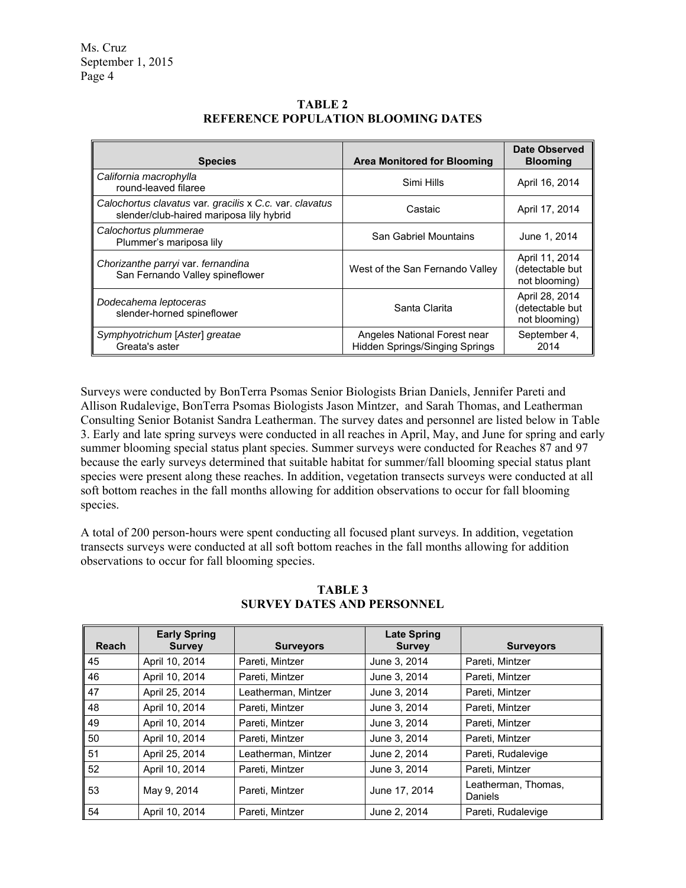**TABLE 2**
**REFERENCE POPULATION BLOOMING DATES**

| Species | Area Monitored for Blooming | Date Observed Blooming |
|---|---|---|
| *California macrophylla* round-leaved filaree | Simi Hills | April 16, 2014 |
| *Calochortus clavatus* var. *gracilis* x *C.c.* var. *clavatus* slender/club-haired mariposa lily hybrid | Castaic | April 17, 2014 |
| *Calochortus plummerae* Plummer's mariposa lily | San Gabriel Mountains | June 1, 2014 |
| *Chorizanthe parryi* var. *fernandina* San Fernando Valley spineflower | West of the San Fernando Valley | April 11, 2014 (detectable but not blooming) |
| *Dodecahema leptoceras* slender-horned spineflower | Santa Clarita | April 28, 2014 (detectable but not blooming) |
| *Symphyotrichum* [*Aster*] *greatae* Greata's aster | Angeles National Forest near Hidden Springs/Singing Springs | September 4, 2014 |

Surveys were conducted by BonTerra Psomas Senior Biologists Brian Daniels, Jennifer Pareti and Allison Rudalevige, BonTerra Psomas Biologists Jason Mintzer, and Sarah Thomas, and Leatherman Consulting Senior Botanist Sandra Leatherman. The survey dates and personnel are listed below in Table 3. Early and late spring surveys were conducted in all reaches in April, May, and June for spring and early summer blooming special status plant species. Summer surveys were conducted for Reaches 87 and 97 because the early surveys determined that suitable habitat for summer/fall blooming special status plant species were present along these reaches. In addition, vegetation transects surveys were conducted at all soft bottom reaches in the fall months allowing for addition observations to occur for fall blooming species.

A total of 200 person-hours were spent conducting all focused plant surveys. In addition, vegetation transects surveys were conducted at all soft bottom reaches in the fall months allowing for addition observations to occur for fall blooming species.

**TABLE 3**
**SURVEY DATES AND PERSONNEL**

| Reach | Early Spring Survey | Surveyors | Late Spring Survey | Surveyors |
|---|---|---|---|---|
| 45 | April 10, 2014 | Pareti, Mintzer | June 3, 2014 | Pareti, Mintzer |
| 46 | April 10, 2014 | Pareti, Mintzer | June 3, 2014 | Pareti, Mintzer |
| 47 | April 25, 2014 | Leatherman, Mintzer | June 3, 2014 | Pareti, Mintzer |
| 48 | April 10, 2014 | Pareti, Mintzer | June 3, 2014 | Pareti, Mintzer |
| 49 | April 10, 2014 | Pareti, Mintzer | June 3, 2014 | Pareti, Mintzer |
| 50 | April 10, 2014 | Pareti, Mintzer | June 3, 2014 | Pareti, Mintzer |
| 51 | April 25, 2014 | Leatherman, Mintzer | June 2, 2014 | Pareti, Rudalevige |
| 52 | April 10, 2014 | Pareti, Mintzer | June 3, 2014 | Pareti, Mintzer |
| 53 | May 9, 2014 | Pareti, Mintzer | June 17, 2014 | Leatherman, Thomas, Daniels |
| 54 | April 10, 2014 | Pareti, Mintzer | June 2, 2014 | Pareti, Rudalevige |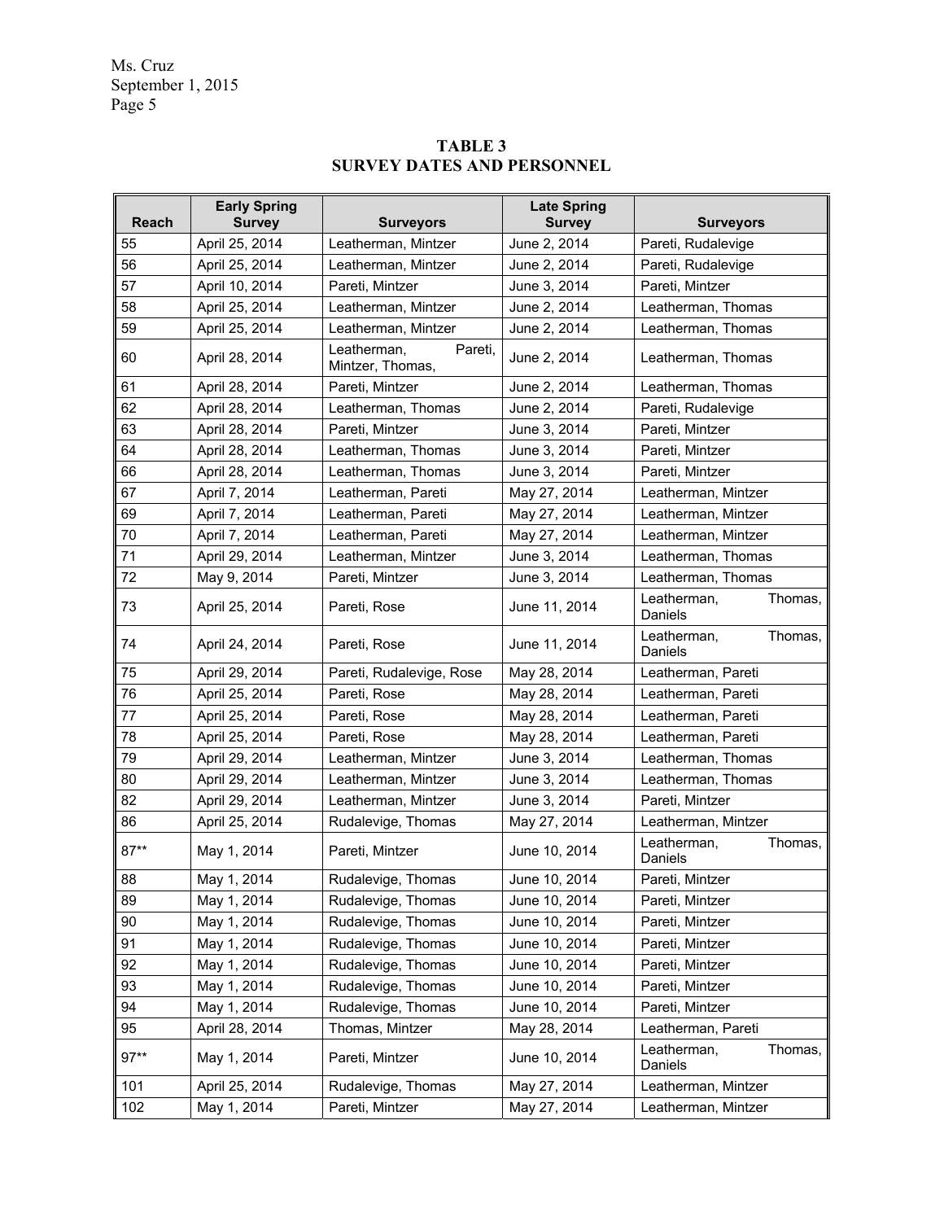**TABLE 3**
**SURVEY DATES AND PERSONNEL**

| Reach | Early Spring Survey | Surveyors | Late Spring Survey | Surveyors |
|---|---|---|---|---|
| 55 | April 25, 2014 | Leatherman, Mintzer | June 2, 2014 | Pareti, Rudalevige |
| 56 | April 25, 2014 | Leatherman, Mintzer | June 2, 2014 | Pareti, Rudalevige |
| 57 | April 10, 2014 | Pareti, Mintzer | June 3, 2014 | Pareti, Mintzer |
| 58 | April 25, 2014 | Leatherman, Mintzer | June 2, 2014 | Leatherman, Thomas |
| 59 | April 25, 2014 | Leatherman, Mintzer | June 2, 2014 | Leatherman, Thomas |
| 60 | April 28, 2014 | Leatherman, Pareti, Mintzer, Thomas, | June 2, 2014 | Leatherman, Thomas |
| 61 | April 28, 2014 | Pareti, Mintzer | June 2, 2014 | Leatherman, Thomas |
| 62 | April 28, 2014 | Leatherman, Thomas | June 2, 2014 | Pareti, Rudalevige |
| 63 | April 28, 2014 | Pareti, Mintzer | June 3, 2014 | Pareti, Mintzer |
| 64 | April 28, 2014 | Leatherman, Thomas | June 3, 2014 | Pareti, Mintzer |
| 66 | April 28, 2014 | Leatherman, Thomas | June 3, 2014 | Pareti, Mintzer |
| 67 | April 7, 2014 | Leatherman, Pareti | May 27, 2014 | Leatherman, Mintzer |
| 69 | April 7, 2014 | Leatherman, Pareti | May 27, 2014 | Leatherman, Mintzer |
| 70 | April 7, 2014 | Leatherman, Pareti | May 27, 2014 | Leatherman, Mintzer |
| 71 | April 29, 2014 | Leatherman, Mintzer | June 3, 2014 | Leatherman, Thomas |
| 72 | May 9, 2014 | Pareti, Mintzer | June 3, 2014 | Leatherman, Thomas |
| 73 | April 25, 2014 | Pareti, Rose | June 11, 2014 | Leatherman, Thomas, Daniels |
| 74 | April 24, 2014 | Pareti, Rose | June 11, 2014 | Leatherman, Thomas, Daniels |
| 75 | April 29, 2014 | Pareti, Rudalevige, Rose | May 28, 2014 | Leatherman, Pareti |
| 76 | April 25, 2014 | Pareti, Rose | May 28, 2014 | Leatherman, Pareti |
| 77 | April 25, 2014 | Pareti, Rose | May 28, 2014 | Leatherman, Pareti |
| 78 | April 25, 2014 | Pareti, Rose | May 28, 2014 | Leatherman, Pareti |
| 79 | April 29, 2014 | Leatherman, Mintzer | June 3, 2014 | Leatherman, Thomas |
| 80 | April 29, 2014 | Leatherman, Mintzer | June 3, 2014 | Leatherman, Thomas |
| 82 | April 29, 2014 | Leatherman, Mintzer | June 3, 2014 | Pareti, Mintzer |
| 86 | April 25, 2014 | Rudalevige, Thomas | May 27, 2014 | Leatherman, Mintzer |
| 87** | May 1, 2014 | Pareti, Mintzer | June 10, 2014 | Leatherman, Thomas, Daniels |
| 88 | May 1, 2014 | Rudalevige, Thomas | June 10, 2014 | Pareti, Mintzer |
| 89 | May 1, 2014 | Rudalevige, Thomas | June 10, 2014 | Pareti, Mintzer |
| 90 | May 1, 2014 | Rudalevige, Thomas | June 10, 2014 | Pareti, Mintzer |
| 91 | May 1, 2014 | Rudalevige, Thomas | June 10, 2014 | Pareti, Mintzer |
| 92 | May 1, 2014 | Rudalevige, Thomas | June 10, 2014 | Pareti, Mintzer |
| 93 | May 1, 2014 | Rudalevige, Thomas | June 10, 2014 | Pareti, Mintzer |
| 94 | May 1, 2014 | Rudalevige, Thomas | June 10, 2014 | Pareti, Mintzer |
| 95 | April 28, 2014 | Thomas, Mintzer | May 28, 2014 | Leatherman, Pareti |
| 97** | May 1, 2014 | Pareti, Mintzer | June 10, 2014 | Leatherman, Thomas, Daniels |
| 101 | April 25, 2014 | Rudalevige, Thomas | May 27, 2014 | Leatherman, Mintzer |
| 102 | May 1, 2014 | Pareti, Mintzer | May 27, 2014 | Leatherman, Mintzer |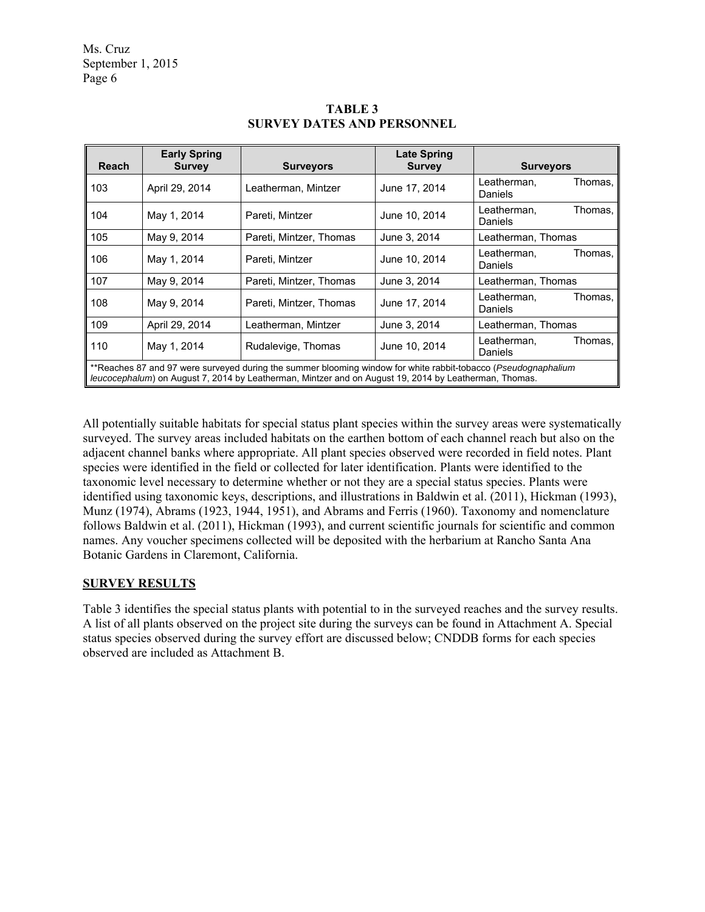**TABLE 3**
**SURVEY DATES AND PERSONNEL**

| Reach | Early Spring Survey | Surveyors | Late Spring Survey | Surveyors |
|---|---|---|---|---|
| 103 | April 29, 2014 | Leatherman, Mintzer | June 17, 2014 | Leatherman, Thomas, Daniels |
| 104 | May 1, 2014 | Pareti, Mintzer | June 10, 2014 | Leatherman, Thomas, Daniels |
| 105 | May 9, 2014 | Pareti, Mintzer, Thomas | June 3, 2014 | Leatherman, Thomas |
| 106 | May 1, 2014 | Pareti, Mintzer | June 10, 2014 | Leatherman, Thomas, Daniels |
| 107 | May 9, 2014 | Pareti, Mintzer, Thomas | June 3, 2014 | Leatherman, Thomas |
| 108 | May 9, 2014 | Pareti, Mintzer, Thomas | June 17, 2014 | Leatherman, Thomas, Daniels |
| 109 | April 29, 2014 | Leatherman, Mintzer | June 3, 2014 | Leatherman, Thomas |
| 110 | May 1, 2014 | Rudalevige, Thomas | June 10, 2014 | Leatherman, Thomas, Daniels |

**Reaches 87 and 97 were surveyed during the summer blooming window for white rabbit-tobacco (*Pseudognaphalium leucocephalum*) on August 7, 2014 by Leatherman, Mintzer and on August 19, 2014 by Leatherman, Thomas.

All potentially suitable habitats for special status plant species within the survey areas were systematically surveyed. The survey areas included habitats on the earthen bottom of each channel reach but also on the adjacent channel banks where appropriate. All plant species observed were recorded in field notes. Plant species were identified in the field or collected for later identification. Plants were identified to the taxonomic level necessary to determine whether or not they are a special status species. Plants were identified using taxonomic keys, descriptions, and illustrations in Baldwin et al. (2011), Hickman (1993), Munz (1974), Abrams (1923, 1944, 1951), and Abrams and Ferris (1960). Taxonomy and nomenclature follows Baldwin et al. (2011), Hickman (1993), and current scientific journals for scientific and common names. Any voucher specimens collected will be deposited with the herbarium at Rancho Santa Ana Botanic Gardens in Claremont, California.

## SURVEY RESULTS

Table 3 identifies the special status plants with potential to in the surveyed reaches and the survey results. A list of all plants observed on the project site during the surveys can be found in Attachment A. Special status species observed during the survey effort are discussed below; CNDDB forms for each species observed are included as Attachment B.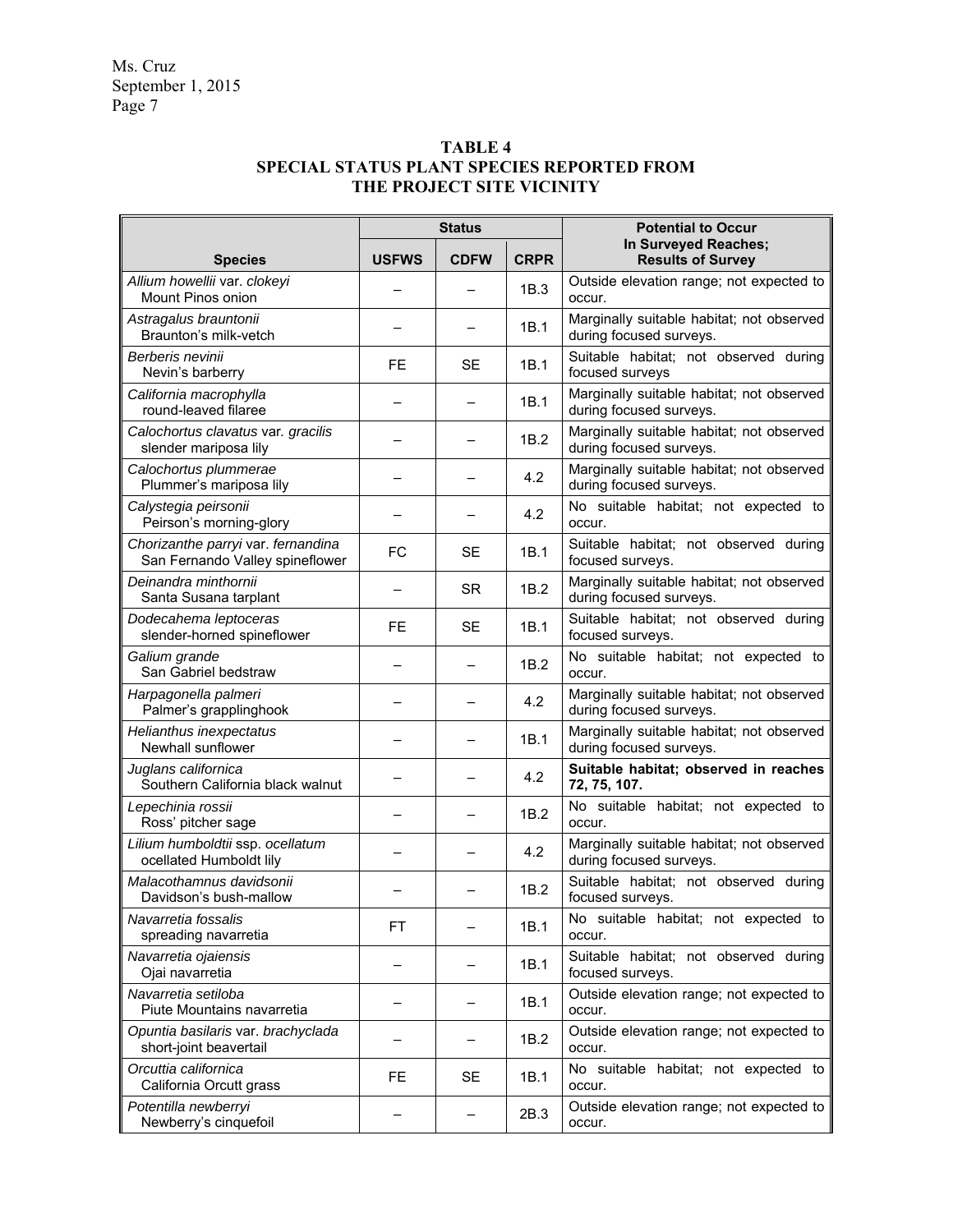Ms. Cruz
September 1, 2015
Page 7

**TABLE 4**
**SPECIAL STATUS PLANT SPECIES REPORTED FROM THE PROJECT SITE VICINITY**

| Species | Status | | | Potential to Occur In Surveyed Reaches; Results of Survey |
|---|---|---|---|---|
| | USFWS | CDFW | CRPR | |
| *Allium howellii* var. *clokeyi* Mount Pinos onion | – | – | 1B.3 | Outside elevation range; not expected to occur. |
| *Astragalus brauntonii* Braunton's milk-vetch | – | – | 1B.1 | Marginally suitable habitat; not observed during focused surveys. |
| *Berberis nevinii* Nevin's barberry | FE | SE | 1B.1 | Suitable habitat; not observed during focused surveys |
| *California macrophylla* round-leaved filaree | – | – | 1B.1 | Marginally suitable habitat; not observed during focused surveys. |
| *Calochortus clavatus* var. *gracilis* slender mariposa lily | – | – | 1B.2 | Marginally suitable habitat; not observed during focused surveys. |
| *Calochortus plummerae* Plummer's mariposa lily | – | – | 4.2 | Marginally suitable habitat; not observed during focused surveys. |
| *Calystegia peirsonii* Peirson's morning-glory | – | – | 4.2 | No suitable habitat; not expected to occur. |
| *Chorizanthe parryi* var. *fernandina* San Fernando Valley spineflower | FC | SE | 1B.1 | Suitable habitat; not observed during focused surveys. |
| *Deinandra minthornii* Santa Susana tarplant | – | SR | 1B.2 | Marginally suitable habitat; not observed during focused surveys. |
| *Dodecahema leptoceras* slender-horned spineflower | FE | SE | 1B.1 | Suitable habitat; not observed during focused surveys. |
| *Galium grande* San Gabriel bedstraw | – | – | 1B.2 | No suitable habitat; not expected to occur. |
| *Harpagonella palmeri* Palmer's grapplinghook | – | – | 4.2 | Marginally suitable habitat; not observed during focused surveys. |
| *Helianthus inexpectatus* Newhall sunflower | – | – | 1B.1 | Marginally suitable habitat; not observed during focused surveys. |
| *Juglans californica* Southern California black walnut | – | – | 4.2 | **Suitable habitat; observed in reaches 72, 75, 107.** |
| *Lepechinia rossii* Ross' pitcher sage | – | – | 1B.2 | No suitable habitat; not expected to occur. |
| *Lilium humboldtii* ssp. *ocellatum* ocellated Humboldt lily | – | – | 4.2 | Marginally suitable habitat; not observed during focused surveys. |
| *Malacothamnus davidsonii* Davidson's bush-mallow | – | – | 1B.2 | Suitable habitat; not observed during focused surveys. |
| *Navarretia fossalis* spreading navarretia | FT | – | 1B.1 | No suitable habitat; not expected to occur. |
| *Navarretia ojaiensis* Ojai navarretia | – | – | 1B.1 | Suitable habitat; not observed during focused surveys. |
| *Navarretia setiloba* Piute Mountains navarretia | – | – | 1B.1 | Outside elevation range; not expected to occur. |
| *Opuntia basilaris* var. *brachyclada* short-joint beavertail | – | – | 1B.2 | Outside elevation range; not expected to occur. |
| *Orcuttia californica* California Orcutt grass | FE | SE | 1B.1 | No suitable habitat; not expected to occur. |
| *Potentilla newberryi* Newberry's cinquefoil | – | – | 2B.3 | Outside elevation range; not expected to occur. |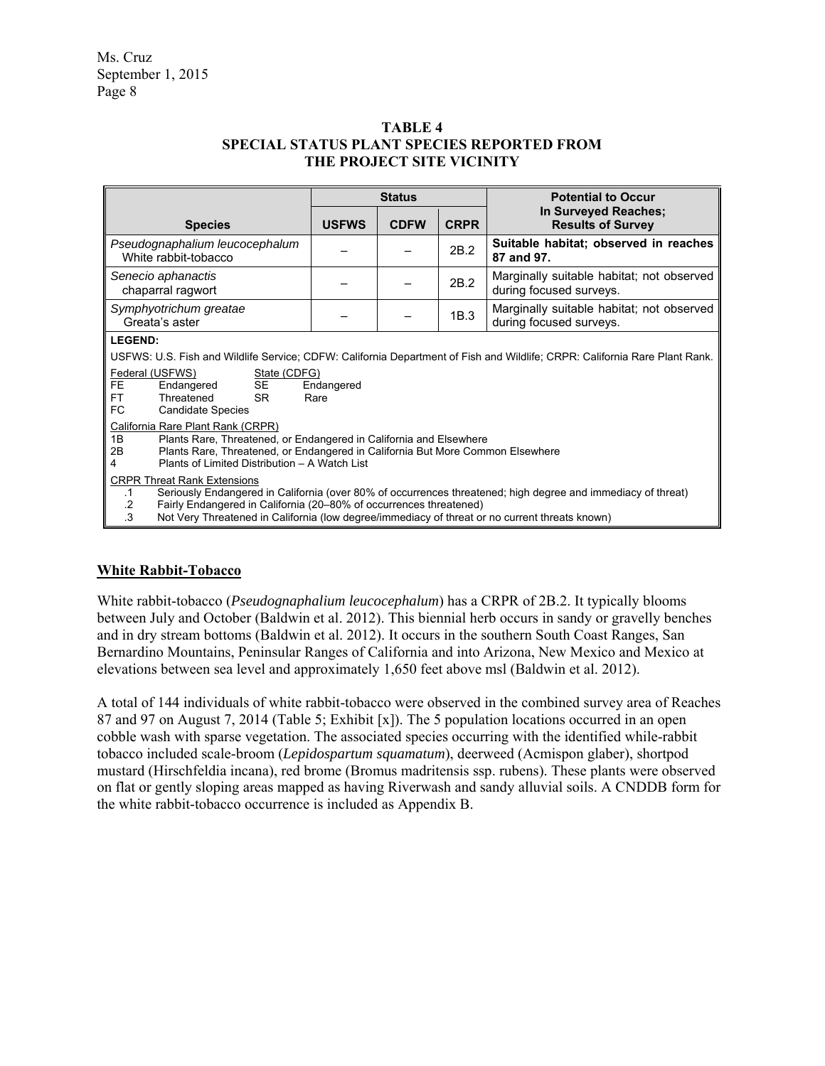Ms. Cruz
September 1, 2015

**TABLE 4**
**SPECIAL STATUS PLANT SPECIES REPORTED FROM THE PROJECT SITE VICINITY**

| Species | Status | | | Potential to Occur In Surveyed Reaches; Results of Survey |
|---|---|---|---|---|
| | USFWS | CDFW | CRPR | |
| *Pseudognaphalium leucocephalum* White rabbit-tobacco | – | – | 2B.2 | **Suitable habitat; observed in reaches 87 and 97.** |
| *Senecio aphanactis* chaparral ragwort | – | – | 2B.2 | Marginally suitable habitat; not observed during focused surveys. |
| *Symphyotrichum greatae* Greata's aster | – | – | 1B.3 | Marginally suitable habitat; not observed during focused surveys. |

**LEGEND:**

USFWS: U.S. Fish and Wildlife Service; CDFW: California Department of Fish and Wildlife; CRPR: California Rare Plant Rank.

Federal (USFWS)
- FE Endangered
- FT Threatened
- FC Candidate Species

State (CDFG)
- SE Endangered
- SR Rare

California Rare Plant Rank (CRPR)
- 1B Plants Rare, Threatened, or Endangered in California and Elsewhere
- 2B Plants Rare, Threatened, or Endangered in California But More Common Elsewhere
- 4 Plants of Limited Distribution – A Watch List

CRPR Threat Rank Extensions
- .1 Seriously Endangered in California (over 80% of occurrences threatened; high degree and immediacy of threat)
- .2 Fairly Endangered in California (20–80% of occurrences threatened)
- .3 Not Very Threatened in California (low degree/immediacy of threat or no current threats known)

## White Rabbit-Tobacco

White rabbit-tobacco (*Pseudognaphalium leucocephalum*) has a CRPR of 2B.2. It typically blooms between July and October (Baldwin et al. 2012). This biennial herb occurs in sandy or gravelly benches and in dry stream bottoms (Baldwin et al. 2012). It occurs in the southern South Coast Ranges, San Bernardino Mountains, Peninsular Ranges of California and into Arizona, New Mexico and Mexico at elevations between sea level and approximately 1,650 feet above msl (Baldwin et al. 2012).

A total of 144 individuals of white rabbit-tobacco were observed in the combined survey area of Reaches 87 and 97 on August 7, 2014 (Table 5; Exhibit [x]). The 5 population locations occurred in an open cobble wash with sparse vegetation. The associated species occurring with the identified while-rabbit tobacco included scale-broom (*Lepidospartum squamatum*), deerweed (Acmispon glaber), shortpod mustard (Hirschfeldia incana), red brome (Bromus madritensis ssp. rubens). These plants were observed on flat or gently sloping areas mapped as having Riverwash and sandy alluvial soils. A CNDDB form for the white rabbit-tobacco occurrence is included as Appendix B.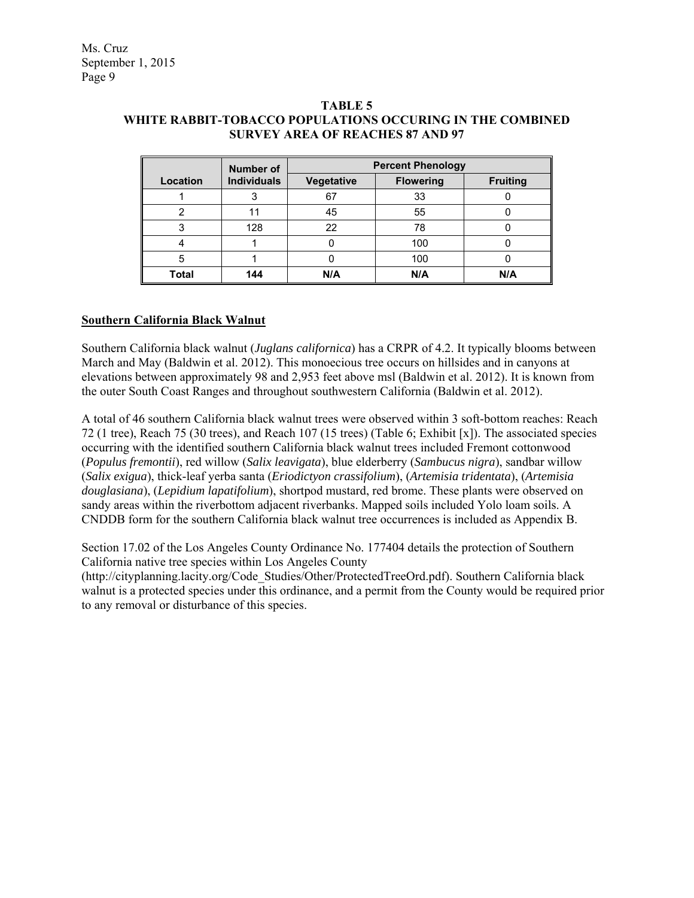**TABLE 5**
**WHITE RABBIT-TOBACCO POPULATIONS OCCURING IN THE COMBINED SURVEY AREA OF REACHES 87 AND 97**

| Location | Number of Individuals | Percent Phenology | | |
|---|---|---|---|---|
| | | Vegetative | Flowering | Fruiting |
| 1 | 3 | 67 | 33 | 0 |
| 2 | 11 | 45 | 55 | 0 |
| 3 | 128 | 22 | 78 | 0 |
| 4 | 1 | 0 | 100 | 0 |
| 5 | 1 | 0 | 100 | 0 |
| **Total** | **144** | **N/A** | **N/A** | **N/A** |

**Southern California Black Walnut**

Southern California black walnut (*Juglans californica*) has a CRPR of 4.2. It typically blooms between March and May (Baldwin et al. 2012). This monoecious tree occurs on hillsides and in canyons at elevations between approximately 98 and 2,953 feet above msl (Baldwin et al. 2012). It is known from the outer South Coast Ranges and throughout southwestern California (Baldwin et al. 2012).

A total of 46 southern California black walnut trees were observed within 3 soft-bottom reaches: Reach 72 (1 tree), Reach 75 (30 trees), and Reach 107 (15 trees) (Table 6; Exhibit [x]). The associated species occurring with the identified southern California black walnut trees included Fremont cottonwood (*Populus fremontii*), red willow (*Salix leavigata*), blue elderberry (*Sambucus nigra*), sandbar willow (*Salix exigua*), thick-leaf yerba santa (*Eriodictyon crassifolium*), (*Artemisia tridentata*), (*Artemisia douglasiana*), (*Lepidium lapatifolium*), shortpod mustard, red brome. These plants were observed on sandy areas within the riverbottom adjacent riverbanks. Mapped soils included Yolo loam soils. A CNDDB form for the southern California black walnut tree occurrences is included as Appendix B.

Section 17.02 of the Los Angeles County Ordinance No. 177404 details the protection of Southern California native tree species within Los Angeles County (http://cityplanning.lacity.org/Code_Studies/Other/ProtectedTreeOrd.pdf). Southern California black walnut is a protected species under this ordinance, and a permit from the County would be required prior to any removal or disturbance of this species.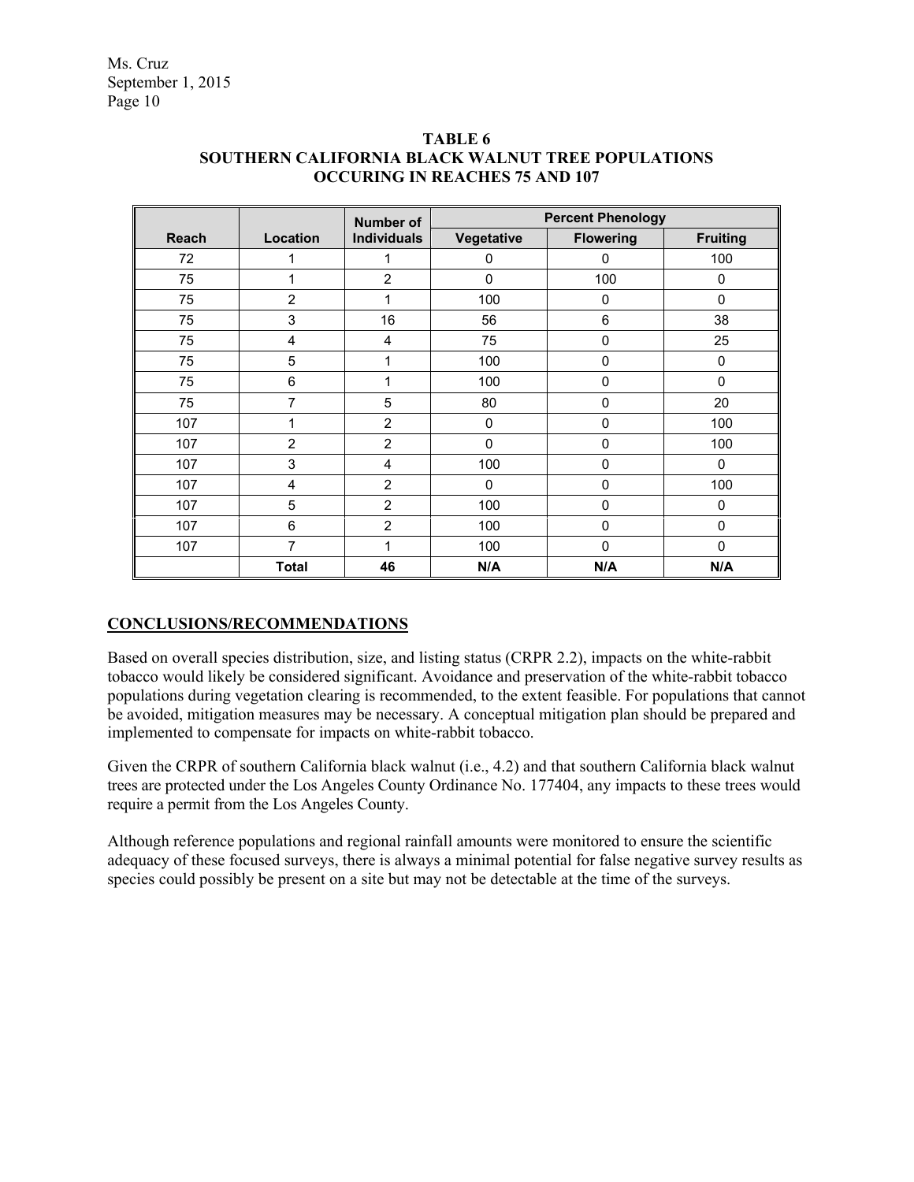**TABLE 6**
**SOUTHERN CALIFORNIA BLACK WALNUT TREE POPULATIONS OCCURING IN REACHES 75 AND 107**

| Reach | Location | Number of Individuals | Percent Phenology | | |
|---|---|---|---|---|---|
| | | | Vegetative | Flowering | Fruiting |
| 72 | 1 | 1 | 0 | 0 | 100 |
| 75 | 1 | 2 | 0 | 100 | 0 |
| 75 | 2 | 1 | 100 | 0 | 0 |
| 75 | 3 | 16 | 56 | 6 | 38 |
| 75 | 4 | 4 | 75 | 0 | 25 |
| 75 | 5 | 1 | 100 | 0 | 0 |
| 75 | 6 | 1 | 100 | 0 | 0 |
| 75 | 7 | 5 | 80 | 0 | 20 |
| 107 | 1 | 2 | 0 | 0 | 100 |
| 107 | 2 | 2 | 0 | 0 | 100 |
| 107 | 3 | 4 | 100 | 0 | 0 |
| 107 | 4 | 2 | 0 | 0 | 100 |
| 107 | 5 | 2 | 100 | 0 | 0 |
| 107 | 6 | 2 | 100 | 0 | 0 |
| 107 | 7 | 1 | 100 | 0 | 0 |
| | **Total** | **46** | **N/A** | **N/A** | **N/A** |

## CONCLUSIONS/RECOMMENDATIONS

Based on overall species distribution, size, and listing status (CRPR 2.2), impacts on the white-rabbit tobacco would likely be considered significant. Avoidance and preservation of the white-rabbit tobacco populations during vegetation clearing is recommended, to the extent feasible. For populations that cannot be avoided, mitigation measures may be necessary. A conceptual mitigation plan should be prepared and implemented to compensate for impacts on white-rabbit tobacco.

Given the CRPR of southern California black walnut (i.e., 4.2) and that southern California black walnut trees are protected under the Los Angeles County Ordinance No. 177404, any impacts to these trees would require a permit from the Los Angeles County.

Although reference populations and regional rainfall amounts were monitored to ensure the scientific adequacy of these focused surveys, there is always a minimal potential for false negative survey results as species could possibly be present on a site but may not be detectable at the time of the surveys.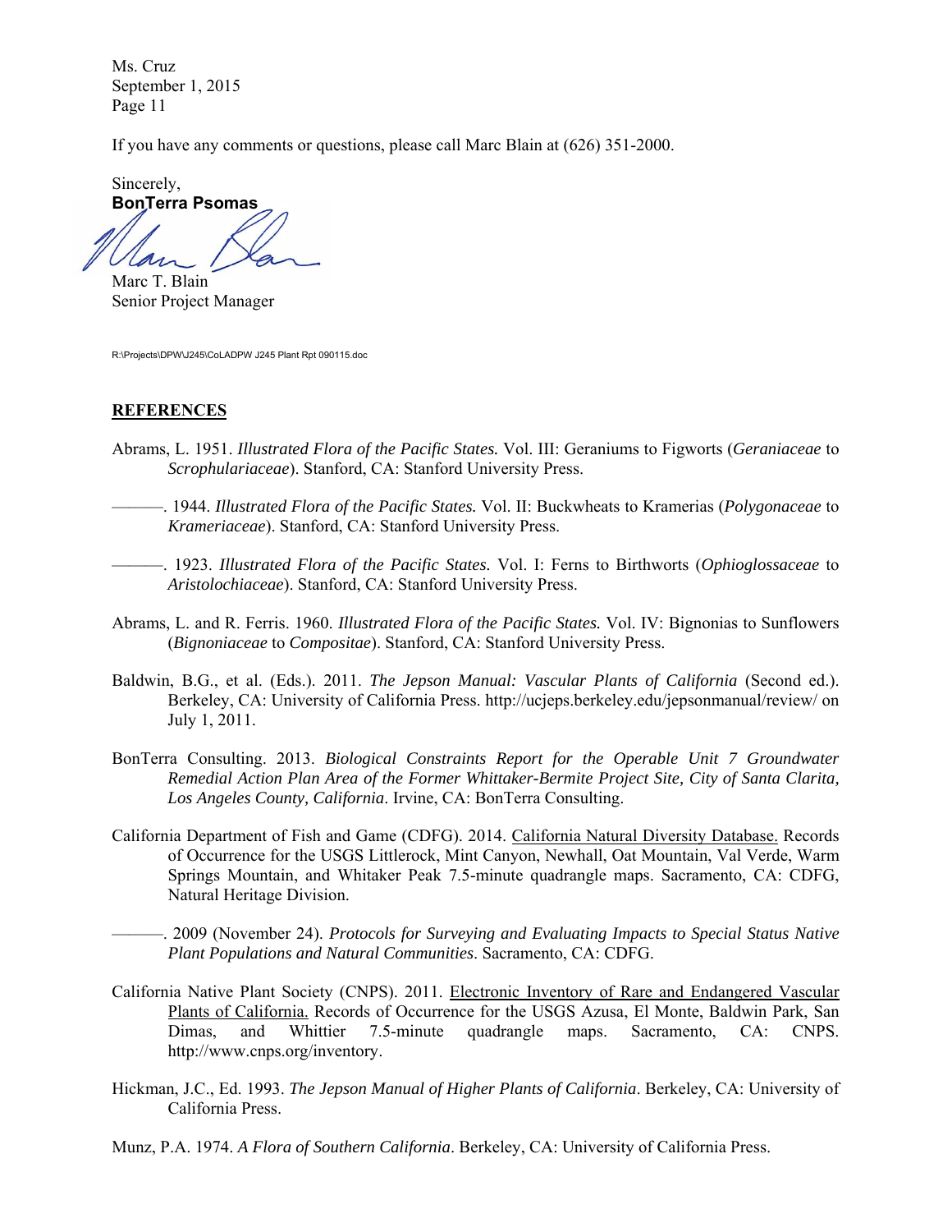If you have any comments or questions, please call Marc Blain at (626) 351-2000.

Sincerely,

**BonTerra Psomas**

Marc T. Blain
Senior Project Manager

R:\Projects\DPW\J245\CoLADPW J245 Plant Rpt 090115.doc

## REFERENCES

Abrams, L. 1951. *Illustrated Flora of the Pacific States.* Vol. III: Geraniums to Figworts (*Geraniaceae* to *Scrophulariaceae*). Stanford, CA: Stanford University Press.

———. 1944. *Illustrated Flora of the Pacific States.* Vol. II: Buckwheats to Kramerias (*Polygonaceae* to *Krameriaceae*). Stanford, CA: Stanford University Press.

———. 1923. *Illustrated Flora of the Pacific States.* Vol. I: Ferns to Birthworts (*Ophioglossaceae* to *Aristolochiaceae*). Stanford, CA: Stanford University Press.

Abrams, L. and R. Ferris. 1960. *Illustrated Flora of the Pacific States.* Vol. IV: Bignonias to Sunflowers (*Bignoniaceae* to *Compositae*). Stanford, CA: Stanford University Press.

Baldwin, B.G., et al. (Eds.). 2011. *The Jepson Manual: Vascular Plants of California* (Second ed.). Berkeley, CA: University of California Press. http://ucjeps.berkeley.edu/jepsonmanual/review/ on July 1, 2011.

BonTerra Consulting. 2013. *Biological Constraints Report for the Operable Unit 7 Groundwater Remedial Action Plan Area of the Former Whittaker-Bermite Project Site, City of Santa Clarita, Los Angeles County, California*. Irvine, CA: BonTerra Consulting.

California Department of Fish and Game (CDFG). 2014. California Natural Diversity Database. Records of Occurrence for the USGS Littlerock, Mint Canyon, Newhall, Oat Mountain, Val Verde, Warm Springs Mountain, and Whitaker Peak 7.5-minute quadrangle maps. Sacramento, CA: CDFG, Natural Heritage Division.

———. 2009 (November 24). *Protocols for Surveying and Evaluating Impacts to Special Status Native Plant Populations and Natural Communities*. Sacramento, CA: CDFG.

California Native Plant Society (CNPS). 2011. Electronic Inventory of Rare and Endangered Vascular Plants of California. Records of Occurrence for the USGS Azusa, El Monte, Baldwin Park, San Dimas, and Whittier 7.5-minute quadrangle maps. Sacramento, CA: CNPS. http://www.cnps.org/inventory.

Hickman, J.C., Ed. 1993. *The Jepson Manual of Higher Plants of California*. Berkeley, CA: University of California Press.

Munz, P.A. 1974. *A Flora of Southern California*. Berkeley, CA: University of California Press.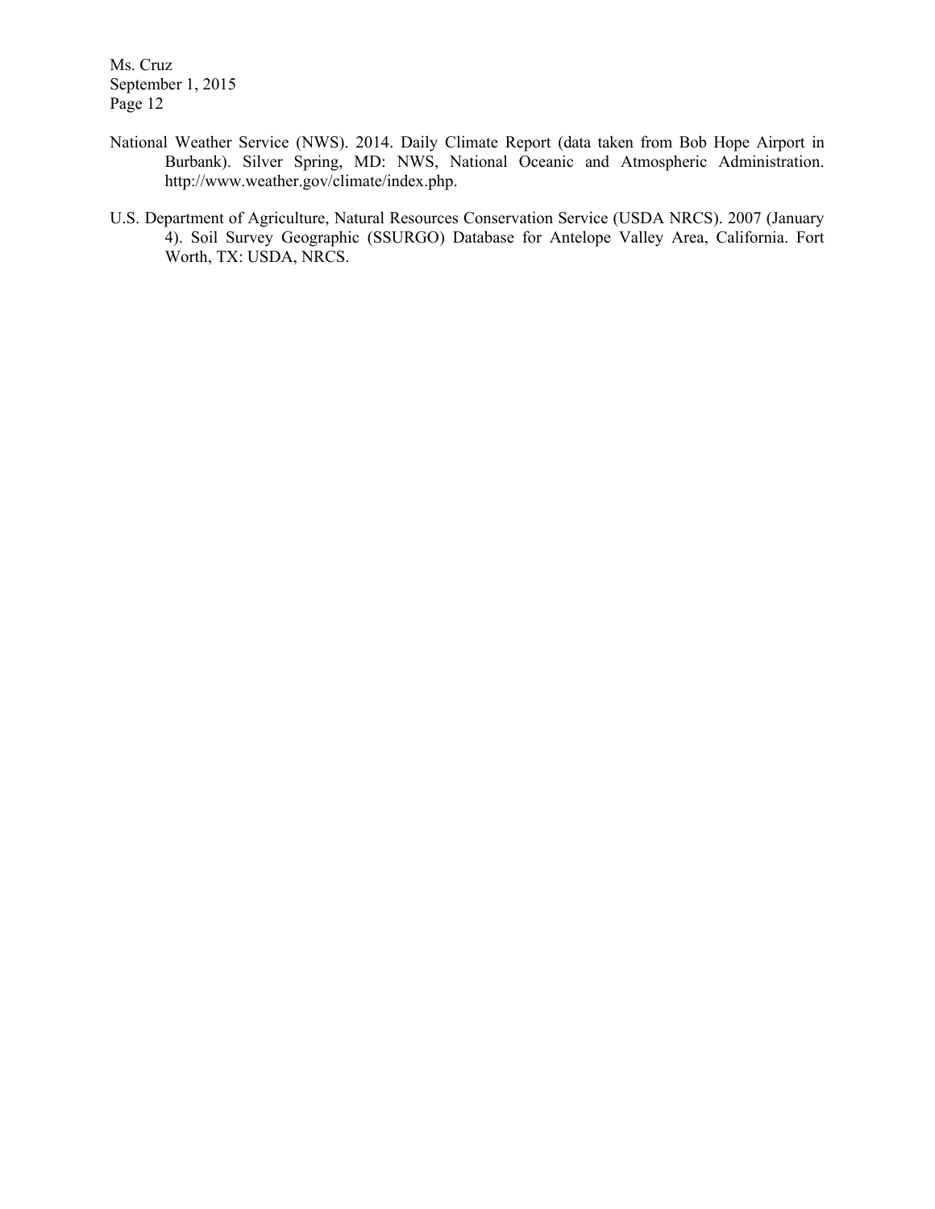National Weather Service (NWS). 2014. Daily Climate Report (data taken from Bob Hope Airport in Burbank). Silver Spring, MD: NWS, National Oceanic and Atmospheric Administration. http://www.weather.gov/climate/index.php.

U.S. Department of Agriculture, Natural Resources Conservation Service (USDA NRCS). 2007 (January 4). Soil Survey Geographic (SSURGO) Database for Antelope Valley Area, California. Fort Worth, TX: USDA, NRCS.